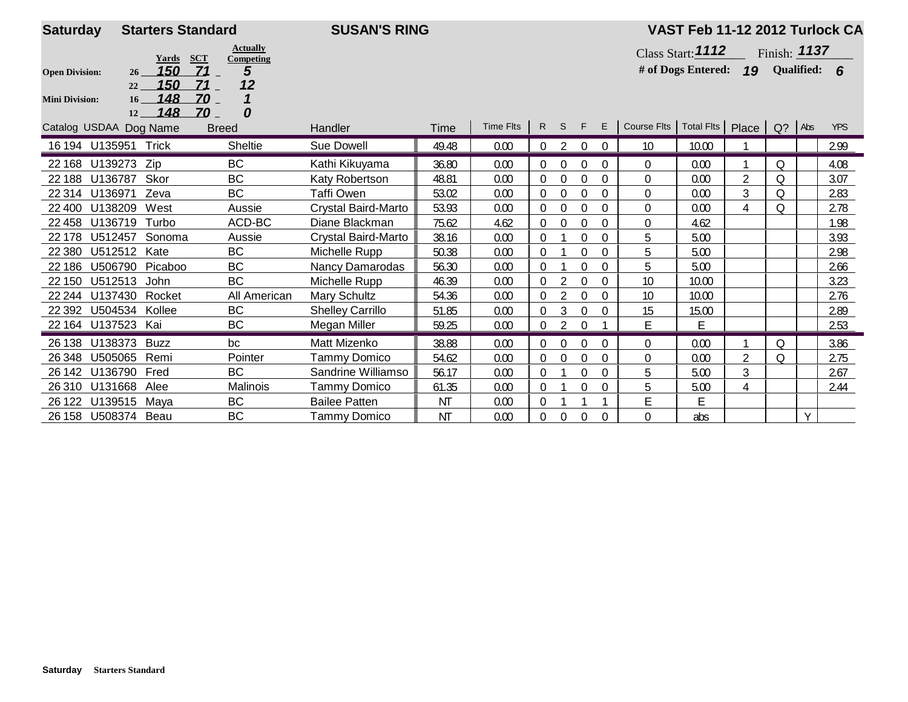**Saturday** **Starters Standard** **SUSAN'S RING** **VAST Feb 11-12 2012 Turlock CA**

| | Height | Yards | SCT | Actually Competing |
|---|---|---|---|---|
| **Open Division:** | 26 | *150* | *71* | *5* |
| | 22 | *150* | *71* | *12* |
| **Mini Division:** | 16 | *148* | *70* | *1* |
| | 12 | *148* | *70* | *0* |

Class Start: ***1112*** Finish: ***1137***

**# of Dogs Entered:** ***19*** **Qualified:** ***6***

| Catalog | USDAA | Dog Name | Breed | Handler | Time | Time Flts | R | S | F | E | Course Flts | Total Flts | Place | Q? | Abs | YPS |
|---|---|---|---|---|---|---|---|---|---|---|---|---|---|---|---|---|
| 16 194 | U135951 | Trick | Sheltie | Sue Dowell | 49.48 | 0.00 | 0 | 2 | 0 | 0 | 10 | 10.00 | 1 | | | 2.99 |
| 22 168 | U139273 | Zip | BC | Kathi Kikuyama | 36.80 | 0.00 | 0 | 0 | 0 | 0 | 0 | 0.00 | 1 | Q | | 4.08 |
| 22 188 | U136787 | Skor | BC | Katy Robertson | 48.81 | 0.00 | 0 | 0 | 0 | 0 | 0 | 0.00 | 2 | Q | | 3.07 |
| 22 314 | U136971 | Zeva | BC | Taffi Owen | 53.02 | 0.00 | 0 | 0 | 0 | 0 | 0 | 0.00 | 3 | Q | | 2.83 |
| 22 400 | U138209 | West | Aussie | Crystal Baird-Marto | 53.93 | 0.00 | 0 | 0 | 0 | 0 | 0 | 0.00 | 4 | Q | | 2.78 |
| 22 458 | U136719 | Turbo | ACD-BC | Diane Blackman | 75.62 | 4.62 | 0 | 0 | 0 | 0 | 0 | 4.62 | | | | 1.98 |
| 22 178 | U512457 | Sonoma | Aussie | Crystal Baird-Marto | 38.16 | 0.00 | 0 | 1 | 0 | 0 | 5 | 5.00 | | | | 3.93 |
| 22 380 | U512512 | Kate | BC | Michelle Rupp | 50.38 | 0.00 | 0 | 1 | 0 | 0 | 5 | 5.00 | | | | 2.98 |
| 22 186 | U506790 | Picaboo | BC | Nancy Damarodas | 56.30 | 0.00 | 0 | 1 | 0 | 0 | 5 | 5.00 | | | | 2.66 |
| 22 150 | U512513 | John | BC | Michelle Rupp | 46.39 | 0.00 | 0 | 2 | 0 | 0 | 10 | 10.00 | | | | 3.23 |
| 22 244 | U137430 | Rocket | All American | Mary Schultz | 54.36 | 0.00 | 0 | 2 | 0 | 0 | 10 | 10.00 | | | | 2.76 |
| 22 392 | U504534 | Kollee | BC | Shelley Carrillo | 51.85 | 0.00 | 0 | 3 | 0 | 0 | 15 | 15.00 | | | | 2.89 |
| 22 164 | U137523 | Kai | BC | Megan Miller | 59.25 | 0.00 | 0 | 2 | 0 | 1 | E | E | | | | 2.53 |
| 26 138 | U138373 | Buzz | bc | Matt Mizenko | 38.88 | 0.00 | 0 | 0 | 0 | 0 | 0 | 0.00 | 1 | Q | | 3.86 |
| 26 348 | U505065 | Remi | Pointer | Tammy Domico | 54.62 | 0.00 | 0 | 0 | 0 | 0 | 0 | 0.00 | 2 | Q | | 2.75 |
| 26 142 | U136790 | Fred | BC | Sandrine Williamso | 56.17 | 0.00 | 0 | 1 | 0 | 0 | 5 | 5.00 | 3 | | | 2.67 |
| 26 310 | U131668 | Alee | Malinois | Tammy Domico | 61.35 | 0.00 | 0 | 1 | 0 | 0 | 5 | 5.00 | 4 | | | 2.44 |
| 26 122 | U139515 | Maya | BC | Bailee Patten | NT | 0.00 | 0 | 1 | 1 | 1 | E | E | | | | |
| 26 158 | U508374 | Beau | BC | Tammy Domico | NT | 0.00 | 0 | 0 | 0 | 0 | 0 | abs | | | Y | |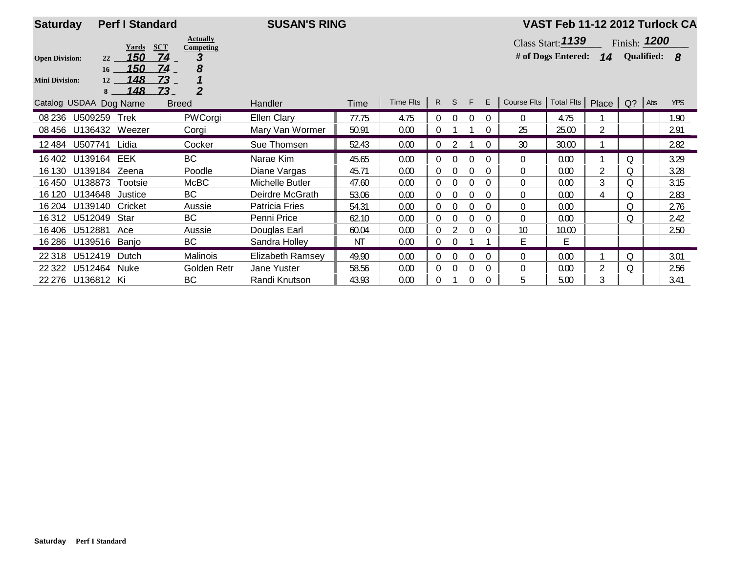**Saturday** **Perf I Standard** **SUSAN'S RING** **VAST Feb 11-12 2012 Turlock CA**

| Division | Height | Yards | SCT | Actually Competing |
|---|---|---|---|---|
| Open Division: | 22 | 150 | 74 | 3 |
| | 16 | 150 | 74 | 8 |
| Mini Division: | 12 | 148 | 73 | 1 |
| | 8 | 148 | 73 | 2 |

Class Start: **1139** Finish: **1200**

**# of Dogs Entered: 14** **Qualified: 8**

| Catalog | USDAA | Dog Name | Breed | Handler | Time | Time Flts | R | S | F | E | Course Flts | Total Flts | Place | Q? | Abs | YPS |
|---|---|---|---|---|---|---|---|---|---|---|---|---|---|---|---|---|
| 08 236 | U509259 | Trek | PWCorgi | Ellen Clary | 77.75 | 4.75 | 0 | 0 | 0 | 0 | 0 | 4.75 | 1 | | | 1.90 |
| 08 456 | U136432 | Weezer | Corgi | Mary Van Wormer | 50.91 | 0.00 | 0 | 1 | 1 | 0 | 25 | 25.00 | 2 | | | 2.91 |
| 12 484 | U507741 | Lidia | Cocker | Sue Thomsen | 52.43 | 0.00 | 0 | 2 | 1 | 0 | 30 | 30.00 | 1 | | | 2.82 |
| 16 402 | U139164 | EEK | BC | Narae Kim | 45.65 | 0.00 | 0 | 0 | 0 | 0 | 0 | 0.00 | 1 | Q | | 3.29 |
| 16 130 | U139184 | Zeena | Poodle | Diane Vargas | 45.71 | 0.00 | 0 | 0 | 0 | 0 | 0 | 0.00 | 2 | Q | | 3.28 |
| 16 450 | U138873 | Tootsie | McBC | Michelle Butler | 47.60 | 0.00 | 0 | 0 | 0 | 0 | 0 | 0.00 | 3 | Q | | 3.15 |
| 16 120 | U134648 | Justice | BC | Deirdre McGrath | 53.06 | 0.00 | 0 | 0 | 0 | 0 | 0 | 0.00 | 4 | Q | | 2.83 |
| 16 204 | U139140 | Cricket | Aussie | Patricia Fries | 54.31 | 0.00 | 0 | 0 | 0 | 0 | 0 | 0.00 | | Q | | 2.76 |
| 16 312 | U512049 | Star | BC | Penni Price | 62.10 | 0.00 | 0 | 0 | 0 | 0 | 0 | 0.00 | | Q | | 2.42 |
| 16 406 | U512881 | Ace | Aussie | Douglas Earl | 60.04 | 0.00 | 0 | 2 | 0 | 0 | 10 | 10.00 | | | | 2.50 |
| 16 286 | U139516 | Banjo | BC | Sandra Holley | NT | 0.00 | 0 | 0 | 1 | 1 | E | E | | | | |
| 22 318 | U512419 | Dutch | Malinois | Elizabeth Ramsey | 49.90 | 0.00 | 0 | 0 | 0 | 0 | 0 | 0.00 | 1 | Q | | 3.01 |
| 22 322 | U512464 | Nuke | Golden Retr | Jane Yuster | 58.56 | 0.00 | 0 | 0 | 0 | 0 | 0 | 0.00 | 2 | Q | | 2.56 |
| 22 276 | U136812 | Ki | BC | Randi Knutson | 43.93 | 0.00 | 0 | 1 | 0 | 0 | 5 | 5.00 | 3 | | | 3.41 |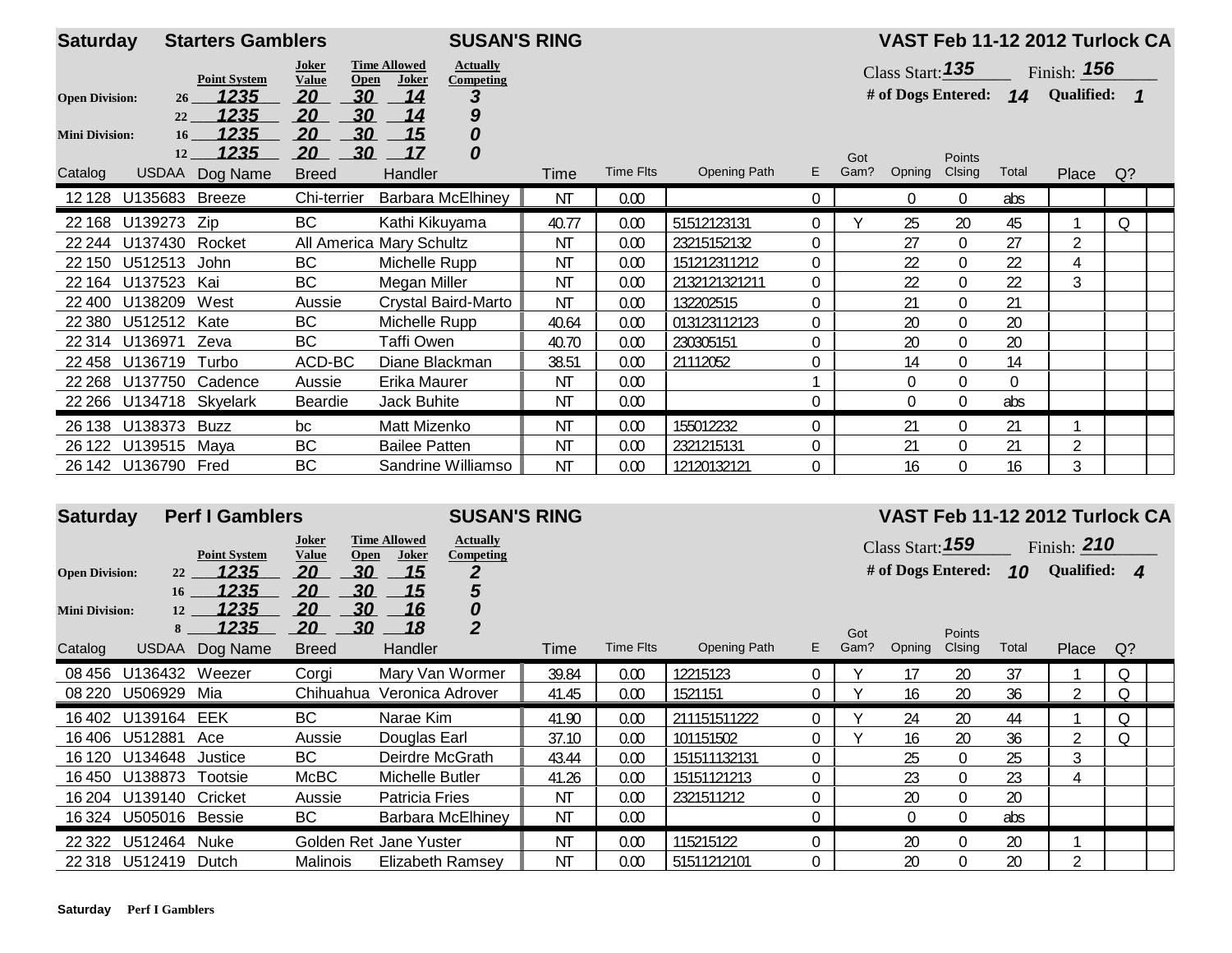## Saturday Starters Gamblers — SUSAN'S RING — VAST Feb 11-12 2012 Turlock CA

| | Height | Point System | Joker Value | Time Allowed Open | Time Allowed Joker | Actually Competing |
|---|---|---|---|---|---|---|
| Open Division: | 26 | 1235 | 20 | 30 | 14 | 3 |
| | 22 | 1235 | 20 | 30 | 14 | 9 |
| Mini Division: | 16 | 1235 | 20 | 30 | 15 | 0 |
| | 12 | 1235 | 20 | 30 | 17 | 0 |

Class Start: 135 Finish: 156

# of Dogs Entered: 14 Qualified: 1

| Catalog | USDAA | Dog Name | Breed | Handler | Time | Time Flts | Opening Path | E | Got Gam? | Opning | Points Clsing | Total | Place | Q? |
|---|---|---|---|---|---|---|---|---|---|---|---|---|---|---|
| 12 128 | U135683 | Breeze | Chi-terrier | Barbara McElhiney | NT | 0.00 | | 0 | | 0 | 0 | abs | | |
| 22 168 | U139273 | Zip | BC | Kathi Kikuyama | 40.77 | 0.00 | 51512123131 | 0 | Y | 25 | 20 | 45 | 1 | Q |
| 22 244 | U137430 | Rocket | All America | Mary Schultz | NT | 0.00 | 23215152132 | 0 | | 27 | 0 | 27 | 2 | |
| 22 150 | U512513 | John | BC | Michelle Rupp | NT | 0.00 | 151212311212 | 0 | | 22 | 0 | 22 | 4 | |
| 22 164 | U137523 | Kai | BC | Megan Miller | NT | 0.00 | 2132121321211 | 0 | | 22 | 0 | 22 | 3 | |
| 22 400 | U138209 | West | Aussie | Crystal Baird-Marto | NT | 0.00 | 132202515 | 0 | | 21 | 0 | 21 | | |
| 22 380 | U512512 | Kate | BC | Michelle Rupp | 40.64 | 0.00 | 013123112123 | 0 | | 20 | 0 | 20 | | |
| 22 314 | U136971 | Zeva | BC | Taffi Owen | 40.70 | 0.00 | 230305151 | 0 | | 20 | 0 | 20 | | |
| 22 458 | U136719 | Turbo | ACD-BC | Diane Blackman | 38.51 | 0.00 | 21112052 | 0 | | 14 | 0 | 14 | | |
| 22 268 | U137750 | Cadence | Aussie | Erika Maurer | NT | 0.00 | | 1 | | 0 | 0 | 0 | | |
| 22 266 | U134718 | Skyelark | Beardie | Jack Buhite | NT | 0.00 | | 0 | | 0 | 0 | abs | | |
| 26 138 | U138373 | Buzz | bc | Matt Mizenko | NT | 0.00 | 155012232 | 0 | | 21 | 0 | 21 | 1 | |
| 26 122 | U139515 | Maya | BC | Bailee Patten | NT | 0.00 | 2321215131 | 0 | | 21 | 0 | 21 | 2 | |
| 26 142 | U136790 | Fred | BC | Sandrine Williamso | NT | 0.00 | 12120132121 | 0 | | 16 | 0 | 16 | 3 | |

## Saturday Perf I Gamblers — SUSAN'S RING — VAST Feb 11-12 2012 Turlock CA

| | Height | Point System | Joker Value | Time Allowed Open | Time Allowed Joker | Actually Competing |
|---|---|---|---|---|---|---|
| Open Division: | 22 | 1235 | 20 | 30 | 15 | 2 |
| | 16 | 1235 | 20 | 30 | 15 | 5 |
| Mini Division: | 12 | 1235 | 20 | 30 | 16 | 0 |
| | 8 | 1235 | 20 | 30 | 18 | 2 |

Class Start: 159 Finish: 210

# of Dogs Entered: 10 Qualified: 4

| Catalog | USDAA | Dog Name | Breed | Handler | Time | Time Flts | Opening Path | E | Got Gam? | Opning | Points Clsing | Total | Place | Q? |
|---|---|---|---|---|---|---|---|---|---|---|---|---|---|---|
| 08 456 | U136432 | Weezer | Corgi | Mary Van Wormer | 39.84 | 0.00 | 12215123 | 0 | Y | 17 | 20 | 37 | 1 | Q |
| 08 220 | U506929 | Mia | Chihuahua | Veronica Adrover | 41.45 | 0.00 | 1521151 | 0 | Y | 16 | 20 | 36 | 2 | Q |
| 16 402 | U139164 | EEK | BC | Narae Kim | 41.90 | 0.00 | 211151511222 | 0 | Y | 24 | 20 | 44 | 1 | Q |
| 16 406 | U512881 | Ace | Aussie | Douglas Earl | 37.10 | 0.00 | 101151502 | 0 | Y | 16 | 20 | 36 | 2 | Q |
| 16 120 | U134648 | Justice | BC | Deirdre McGrath | 43.44 | 0.00 | 151511132131 | 0 | | 25 | 0 | 25 | 3 | |
| 16 450 | U138873 | Tootsie | McBC | Michelle Butler | 41.26 | 0.00 | 15151121213 | 0 | | 23 | 0 | 23 | 4 | |
| 16 204 | U139140 | Cricket | Aussie | Patricia Fries | NT | 0.00 | 2321511212 | 0 | | 20 | 0 | 20 | | |
| 16 324 | U505016 | Bessie | BC | Barbara McElhiney | NT | 0.00 | | 0 | | 0 | 0 | abs | | |
| 22 322 | U512464 | Nuke | Golden Ret | Jane Yuster | NT | 0.00 | 115215122 | 0 | | 20 | 0 | 20 | 1 | |
| 22 318 | U512419 | Dutch | Malinois | Elizabeth Ramsey | NT | 0.00 | 51511212101 | 0 | | 20 | 0 | 20 | 2 | |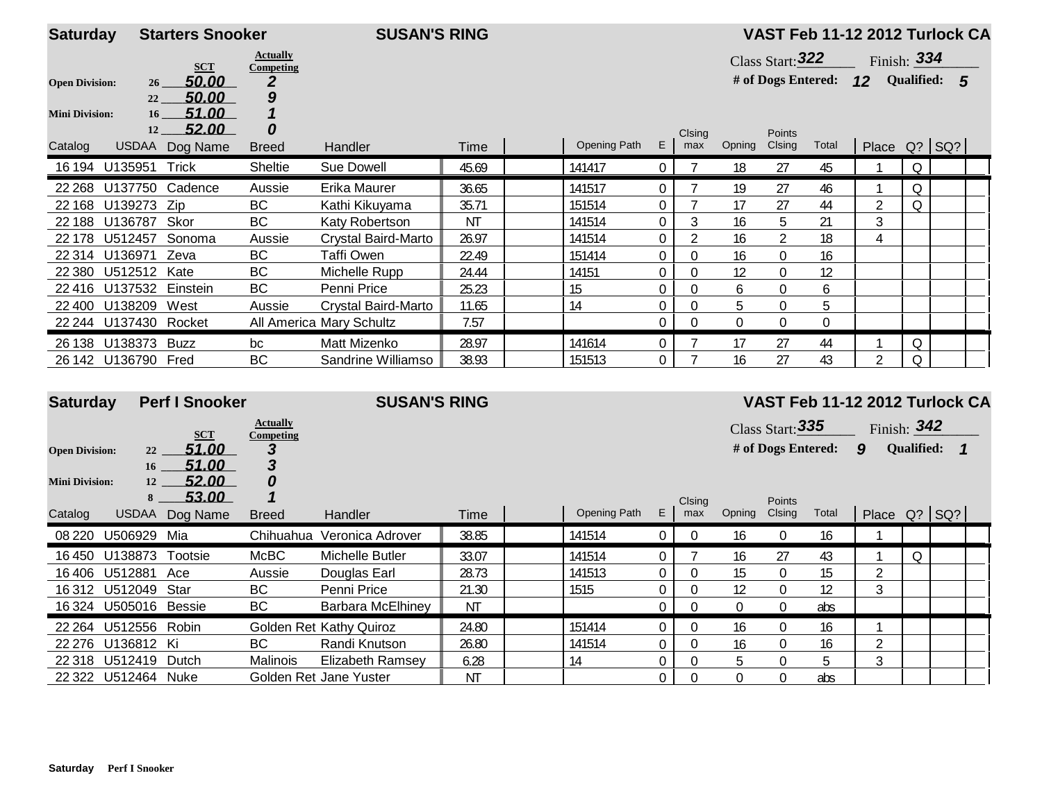**Saturday** **Starters Snooker** **SUSAN'S RING** **VAST Feb 11-12 2012 Turlock CA**

| | SCT | Actually Competing |
|---|---|---|
| **Open Division:** 26 | 50.00 | 2 |
| 22 | 50.00 | 9 |
| **Mini Division:** 16 | 51.00 | 1 |
| 12 | 52.00 | 0 |

Class Start: 322 Finish: 334

**# of Dogs Entered:** 12 **Qualified:** 5

| Catalog | USDAA | Dog Name | Breed | Handler | Time | | Opening Path | E | Clsing max | Opning | Points Clsing | Total | Place | Q? | SQ? |
|---|---|---|---|---|---|---|---|---|---|---|---|---|---|---|---|
| 16 194 | U135951 | Trick | Sheltie | Sue Dowell | 45.69 | | 141417 | 0 | 7 | 18 | 27 | 45 | 1 | Q | |
| 22 268 | U137750 | Cadence | Aussie | Erika Maurer | 36.65 | | 141517 | 0 | 7 | 19 | 27 | 46 | 1 | Q | |
| 22 168 | U139273 | Zip | BC | Kathi Kikuyama | 35.71 | | 151514 | 0 | 7 | 17 | 27 | 44 | 2 | Q | |
| 22 188 | U136787 | Skor | BC | Katy Robertson | NT | | 141514 | 0 | 3 | 16 | 5 | 21 | 3 | | |
| 22 178 | U512457 | Sonoma | Aussie | Crystal Baird-Marto | 26.97 | | 141514 | 0 | 2 | 16 | 2 | 18 | 4 | | |
| 22 314 | U136971 | Zeva | BC | Taffi Owen | 22.49 | | 151414 | 0 | 0 | 16 | 0 | 16 | | | |
| 22 380 | U512512 | Kate | BC | Michelle Rupp | 24.44 | | 14151 | 0 | 0 | 12 | 0 | 12 | | | |
| 22 416 | U137532 | Einstein | BC | Penni Price | 25.23 | | 15 | 0 | 0 | 6 | 0 | 6 | | | |
| 22 400 | U138209 | West | Aussie | Crystal Baird-Marto | 11.65 | | 14 | 0 | 0 | 5 | 0 | 5 | | | |
| 22 244 | U137430 | Rocket | All America | Mary Schultz | 7.57 | | | 0 | 0 | 0 | 0 | 0 | | | |
| 26 138 | U138373 | Buzz | bc | Matt Mizenko | 28.97 | | 141614 | 0 | 7 | 17 | 27 | 44 | 1 | Q | |
| 26 142 | U136790 | Fred | BC | Sandrine Williamso | 38.93 | | 151513 | 0 | 7 | 16 | 27 | 43 | 2 | Q | |

**Saturday** **Perf I Snooker** **SUSAN'S RING** **VAST Feb 11-12 2012 Turlock CA**

| | SCT | Actually Competing |
|---|---|---|
| **Open Division:** 22 | 51.00 | 3 |
| 16 | 51.00 | 3 |
| **Mini Division:** 12 | 52.00 | 0 |
| 8 | 53.00 | 1 |

Class Start: 335 Finish: 342

**# of Dogs Entered:** 9 **Qualified:** 1

| Catalog | USDAA | Dog Name | Breed | Handler | Time | | Opening Path | E | Clsing max | Opning | Points Clsing | Total | Place | Q? | SQ? |
|---|---|---|---|---|---|---|---|---|---|---|---|---|---|---|---|
| 08 220 | U506929 | Mia | Chihuahua | Veronica Adrover | 38.85 | | 141514 | 0 | 0 | 16 | 0 | 16 | 1 | | |
| 16 450 | U138873 | Tootsie | McBC | Michelle Butler | 33.07 | | 141514 | 0 | 7 | 16 | 27 | 43 | 1 | Q | |
| 16 406 | U512881 | Ace | Aussie | Douglas Earl | 28.73 | | 141513 | 0 | 0 | 15 | 0 | 15 | 2 | | |
| 16 312 | U512049 | Star | BC | Penni Price | 21.30 | | 1515 | 0 | 0 | 12 | 0 | 12 | 3 | | |
| 16 324 | U505016 | Bessie | BC | Barbara McElhiney | NT | | | 0 | 0 | 0 | 0 | abs | | | |
| 22 264 | U512556 | Robin | Golden Ret | Kathy Quiroz | 24.80 | | 151414 | 0 | 0 | 16 | 0 | 16 | 1 | | |
| 22 276 | U136812 | Ki | BC | Randi Knutson | 26.80 | | 141514 | 0 | 0 | 16 | 0 | 16 | 2 | | |
| 22 318 | U512419 | Dutch | Malinois | Elizabeth Ramsey | 6.28 | | 14 | 0 | 0 | 5 | 0 | 5 | 3 | | |
| 22 322 | U512464 | Nuke | Golden Ret | Jane Yuster | NT | | | 0 | 0 | 0 | 0 | abs | | | |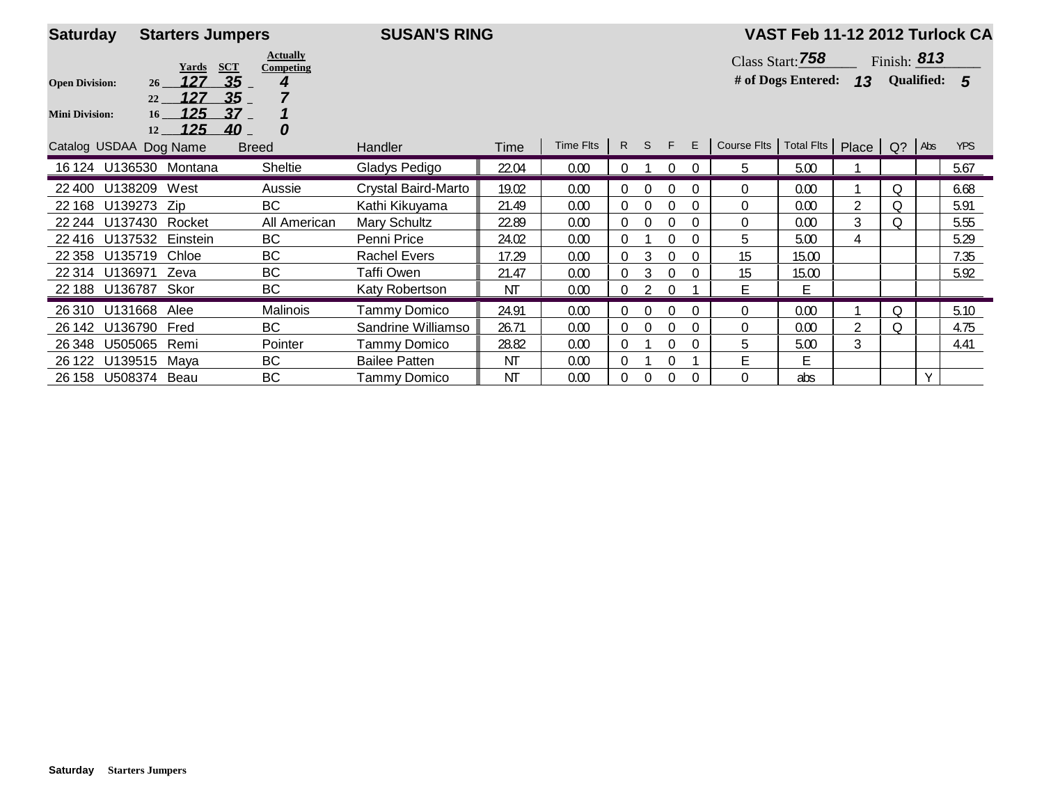**Saturday** **Starters Jumpers** **SUSAN'S RING** **VAST Feb 11-12 2012 Turlock CA**

| | | Yards | SCT | Actually Competing |
|---|---|---|---|---|
| **Open Division:** | 26 | 127 | 35 | 4 |
| | 22 | 127 | 35 | 7 |
| **Mini Division:** | 16 | 125 | 37 | 1 |
| | 12 | 125 | 40 | 0 |

Class Start: 758 Finish: 813

**# of Dogs Entered:** 13 **Qualified:** 5

| Catalog | USDAA | Dog Name | Breed | Handler | Time | Time Flts | R | S | F | E | Course Flts | Total Flts | Place | Q? | Abs | YPS |
|---|---|---|---|---|---|---|---|---|---|---|---|---|---|---|---|---|
| 16 124 | U136530 | Montana | Sheltie | Gladys Pedigo | 22.04 | 0.00 | 0 | 1 | 0 | 0 | 5 | 5.00 | 1 | | | 5.67 |
| 22 400 | U138209 | West | Aussie | Crystal Baird-Marto | 19.02 | 0.00 | 0 | 0 | 0 | 0 | 0 | 0.00 | 1 | Q | | 6.68 |
| 22 168 | U139273 | Zip | BC | Kathi Kikuyama | 21.49 | 0.00 | 0 | 0 | 0 | 0 | 0 | 0.00 | 2 | Q | | 5.91 |
| 22 244 | U137430 | Rocket | All American | Mary Schultz | 22.89 | 0.00 | 0 | 0 | 0 | 0 | 0 | 0.00 | 3 | Q | | 5.55 |
| 22 416 | U137532 | Einstein | BC | Penni Price | 24.02 | 0.00 | 0 | 1 | 0 | 0 | 5 | 5.00 | 4 | | | 5.29 |
| 22 358 | U135719 | Chloe | BC | Rachel Evers | 17.29 | 0.00 | 0 | 3 | 0 | 0 | 15 | 15.00 | | | | 7.35 |
| 22 314 | U136971 | Zeva | BC | Taffi Owen | 21.47 | 0.00 | 0 | 3 | 0 | 0 | 15 | 15.00 | | | | 5.92 |
| 22 188 | U136787 | Skor | BC | Katy Robertson | NT | 0.00 | 0 | 2 | 0 | 1 | E | E | | | | |
| 26 310 | U131668 | Alee | Malinois | Tammy Domico | 24.91 | 0.00 | 0 | 0 | 0 | 0 | 0 | 0.00 | 1 | Q | | 5.10 |
| 26 142 | U136790 | Fred | BC | Sandrine Williamso | 26.71 | 0.00 | 0 | 0 | 0 | 0 | 0 | 0.00 | 2 | Q | | 4.75 |
| 26 348 | U505065 | Remi | Pointer | Tammy Domico | 28.82 | 0.00 | 0 | 1 | 0 | 0 | 5 | 5.00 | 3 | | | 4.41 |
| 26 122 | U139515 | Maya | BC | Bailee Patten | NT | 0.00 | 0 | 1 | 0 | 1 | E | E | | | | |
| 26 158 | U508374 | Beau | BC | Tammy Domico | NT | 0.00 | 0 | 0 | 0 | 0 | 0 | abs | | | Y | |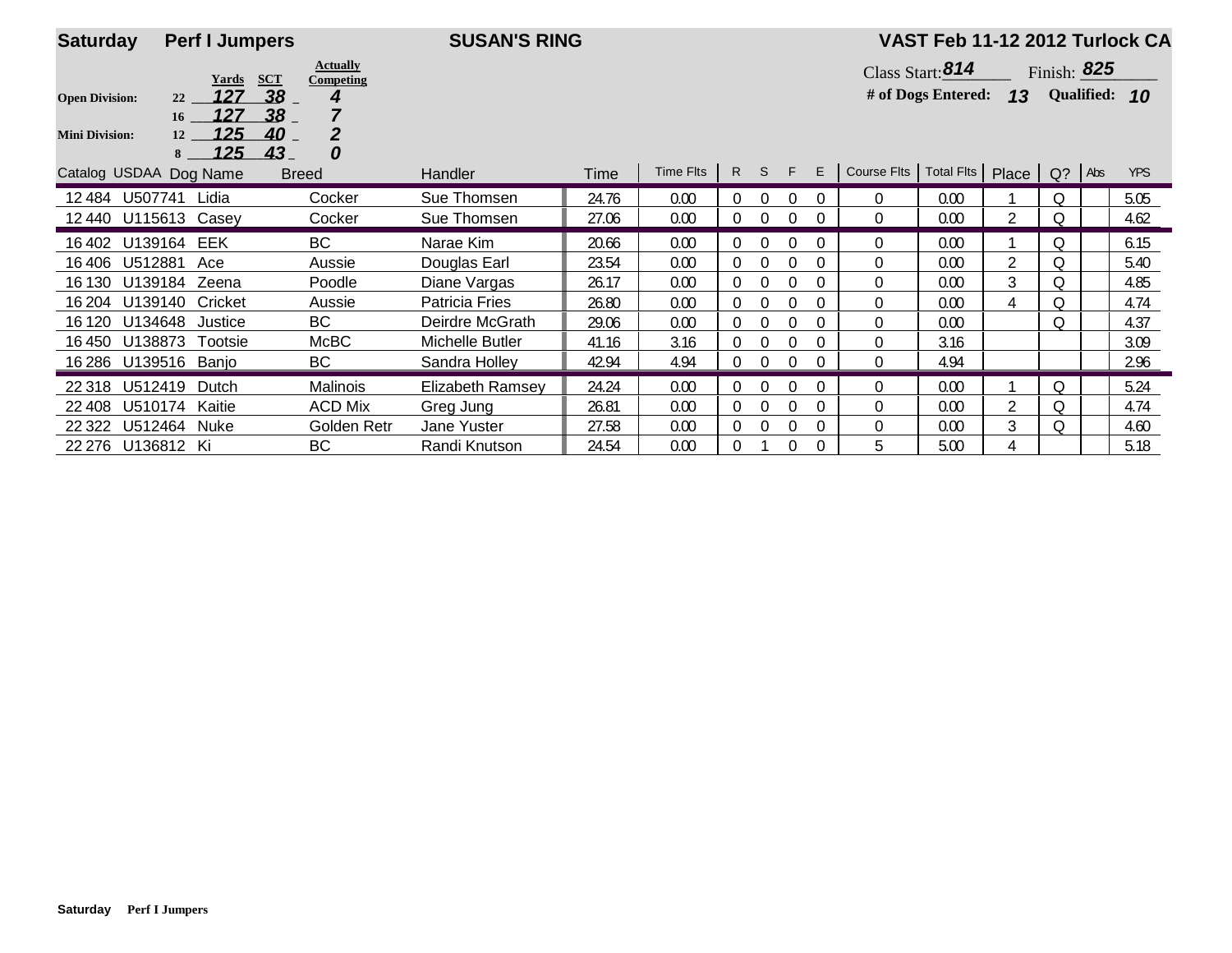**Saturday** **Perf I Jumpers** **SUSAN'S RING** **VAST Feb 11-12 2012 Turlock CA**

| | | Yards | SCT | Actually Competing |
|---|---|---|---|---|
| **Open Division:** | 22 | 127 | 38 | 4 |
| | 16 | 127 | 38 | 7 |
| **Mini Division:** | 12 | 125 | 40 | 2 |
| | 8 | 125 | 43 | 0 |

Class Start: **814** Finish: **825**

**# of Dogs Entered:** **13** **Qualified:** **10**

| Catalog | USDAA | Dog Name | Breed | Handler | Time | Time Flts | R | S | F | E | Course Flts | Total Flts | Place | Q? | Abs | YPS |
|---|---|---|---|---|---|---|---|---|---|---|---|---|---|---|---|---|
| 12 484 | U507741 | Lidia | Cocker | Sue Thomsen | 24.76 | 0.00 | 0 | 0 | 0 | 0 | 0 | 0.00 | 1 | Q | | 5.05 |
| 12 440 | U115613 | Casey | Cocker | Sue Thomsen | 27.06 | 0.00 | 0 | 0 | 0 | 0 | 0 | 0.00 | 2 | Q | | 4.62 |
| 16 402 | U139164 | EEK | BC | Narae Kim | 20.66 | 0.00 | 0 | 0 | 0 | 0 | 0 | 0.00 | 1 | Q | | 6.15 |
| 16 406 | U512881 | Ace | Aussie | Douglas Earl | 23.54 | 0.00 | 0 | 0 | 0 | 0 | 0 | 0.00 | 2 | Q | | 5.40 |
| 16 130 | U139184 | Zeena | Poodle | Diane Vargas | 26.17 | 0.00 | 0 | 0 | 0 | 0 | 0 | 0.00 | 3 | Q | | 4.85 |
| 16 204 | U139140 | Cricket | Aussie | Patricia Fries | 26.80 | 0.00 | 0 | 0 | 0 | 0 | 0 | 0.00 | 4 | Q | | 4.74 |
| 16 120 | U134648 | Justice | BC | Deirdre McGrath | 29.06 | 0.00 | 0 | 0 | 0 | 0 | 0 | 0.00 | | Q | | 4.37 |
| 16 450 | U138873 | Tootsie | McBC | Michelle Butler | 41.16 | 3.16 | 0 | 0 | 0 | 0 | 0 | 3.16 | | | | 3.09 |
| 16 286 | U139516 | Banjo | BC | Sandra Holley | 42.94 | 4.94 | 0 | 0 | 0 | 0 | 0 | 4.94 | | | | 2.96 |
| 22 318 | U512419 | Dutch | Malinois | Elizabeth Ramsey | 24.24 | 0.00 | 0 | 0 | 0 | 0 | 0 | 0.00 | 1 | Q | | 5.24 |
| 22 408 | U510174 | Kaitie | ACD Mix | Greg Jung | 26.81 | 0.00 | 0 | 0 | 0 | 0 | 0 | 0.00 | 2 | Q | | 4.74 |
| 22 322 | U512464 | Nuke | Golden Retr | Jane Yuster | 27.58 | 0.00 | 0 | 0 | 0 | 0 | 0 | 0.00 | 3 | Q | | 4.60 |
| 22 276 | U136812 | Ki | BC | Randi Knutson | 24.54 | 0.00 | 0 | 1 | 0 | 0 | 5 | 5.00 | 4 | | | 5.18 |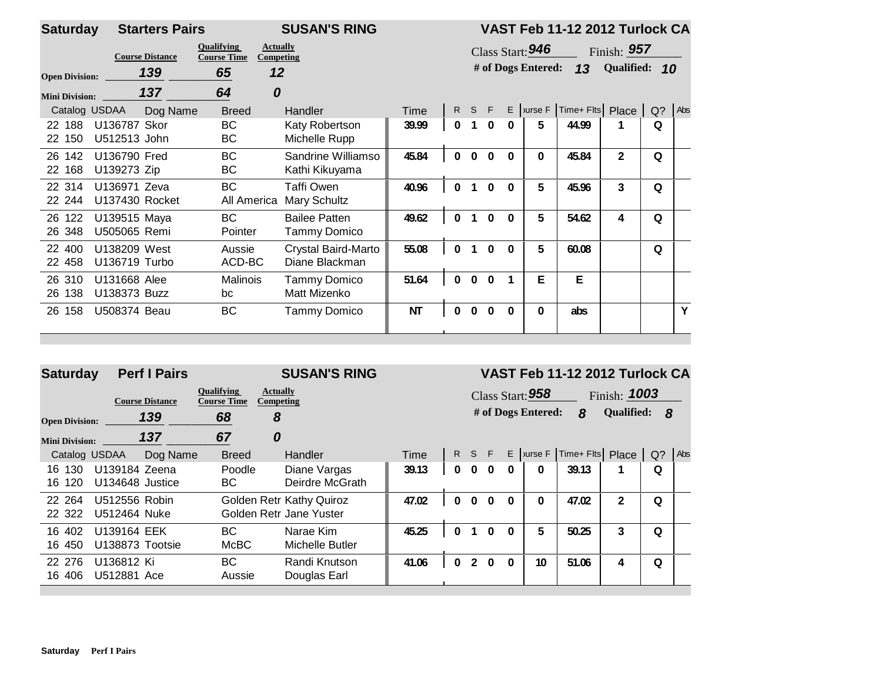**Saturday** **Starters Pairs** **SUSAN'S RING** **VAST Feb 11-12 2012 Turlock CA**

| | Course Distance | Qualifying Course Time | Actually Competing |
|---|---|---|---|
| Open Division: | 139 | 65 | 12 |
| Mini Division: | 137 | 64 | 0 |

Class Start: 946 Finish: 957
\# of Dogs Entered: 13 Qualified: 10

| Catalog | USDAA | Dog Name | Breed | Handler | Time | R | S | F | E | Course F | Time+ Flts | Place | Q? | Abs |
|---|---|---|---|---|---|---|---|---|---|---|---|---|---|---|
| 22 188 | U136787 | Skor | BC | Katy Robertson | 39.99 | 0 | 1 | 0 | 0 | 5 | 44.99 | 1 | Q | |
| 22 150 | U512513 | John | BC | Michelle Rupp | | | | | | | | | | |
| 26 142 | U136790 | Fred | BC | Sandrine Williamso | 45.84 | 0 | 0 | 0 | 0 | 0 | 45.84 | 2 | Q | |
| 22 168 | U139273 | Zip | BC | Kathi Kikuyama | | | | | | | | | | |
| 22 314 | U136971 | Zeva | BC | Taffi Owen | 40.96 | 0 | 1 | 0 | 0 | 5 | 45.96 | 3 | Q | |
| 22 244 | U137430 | Rocket | All America | Mary Schultz | | | | | | | | | | |
| 26 122 | U139515 | Maya | BC | Bailee Patten | 49.62 | 0 | 1 | 0 | 0 | 5 | 54.62 | 4 | Q | |
| 26 348 | U505065 | Remi | Pointer | Tammy Domico | | | | | | | | | | |
| 22 400 | U138209 | West | Aussie | Crystal Baird-Marto | 55.08 | 0 | 1 | 0 | 0 | 5 | 60.08 | | Q | |
| 22 458 | U136719 | Turbo | ACD-BC | Diane Blackman | | | | | | | | | | |
| 26 310 | U131668 | Alee | Malinois | Tammy Domico | 51.64 | 0 | 0 | 0 | 1 | E | E | | | |
| 26 138 | U138373 | Buzz | bc | Matt Mizenko | | | | | | | | | | |
| 26 158 | U508374 | Beau | BC | Tammy Domico | NT | 0 | 0 | 0 | 0 | 0 | abs | | | Y |

**Saturday** **Perf I Pairs** **SUSAN'S RING** **VAST Feb 11-12 2012 Turlock CA**

| | Course Distance | Qualifying Course Time | Actually Competing |
|---|---|---|---|
| Open Division: | 139 | 68 | 8 |
| Mini Division: | 137 | 67 | 0 |

Class Start: 958 Finish: 1003
\# of Dogs Entered: 8 Qualified: 8

| Catalog | USDAA | Dog Name | Breed | Handler | Time | R | S | F | E | Course F | Time+ Flts | Place | Q? | Abs |
|---|---|---|---|---|---|---|---|---|---|---|---|---|---|---|
| 16 130 | U139184 | Zeena | Poodle | Diane Vargas | 39.13 | 0 | 0 | 0 | 0 | 0 | 39.13 | 1 | Q | |
| 16 120 | U134648 | Justice | BC | Deirdre McGrath | | | | | | | | | | |
| 22 264 | U512556 | Robin | Golden Retr | Kathy Quiroz | 47.02 | 0 | 0 | 0 | 0 | 0 | 47.02 | 2 | Q | |
| 22 322 | U512464 | Nuke | Golden Retr | Jane Yuster | | | | | | | | | | |
| 16 402 | U139164 | EEK | BC | Narae Kim | 45.25 | 0 | 1 | 0 | 0 | 5 | 50.25 | 3 | Q | |
| 16 450 | U138873 | Tootsie | McBC | Michelle Butler | | | | | | | | | | |
| 22 276 | U136812 | Ki | BC | Randi Knutson | 41.06 | 0 | 2 | 0 | 0 | 10 | 51.06 | 4 | Q | |
| 16 406 | U512881 | Ace | Aussie | Douglas Earl | | | | | | | | | | |